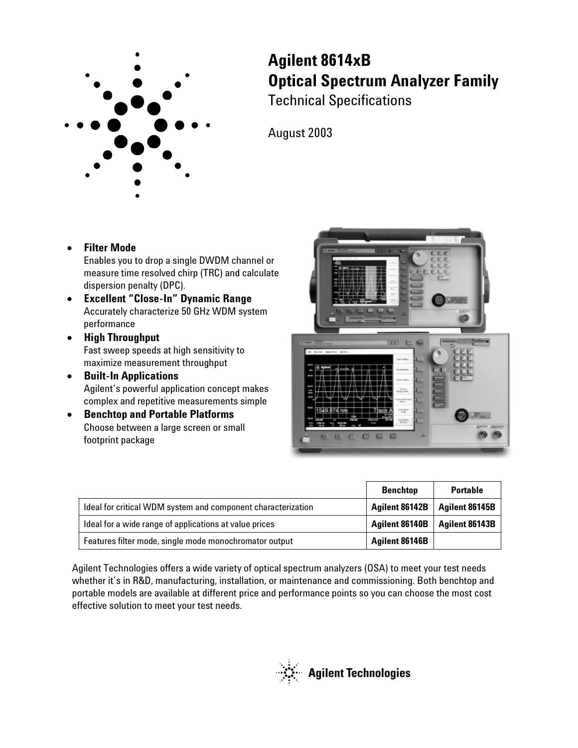# Agilent 8614xB Optical Spectrum Analyzer Family

## Technical Specifications

August 2003

- **Filter Mode**
  Enables you to drop a single DWDM channel or measure time resolved chirp (TRC) and calculate dispersion penalty (DPC).
- **Excellent "Close-In" Dynamic Range**
  Accurately characterize 50 GHz WDM system performance
- **High Throughput**
  Fast sweep speeds at high sensitivity to maximize measurement throughput
- **Built-In Applications**
  Agilent's powerful application concept makes complex and repetitive measurements simple
- **Benchtop and Portable Platforms**
  Choose between a large screen or small footprint package

| | Benchtop | Portable |
|---|---|---|
| Ideal for critical WDM system and component characterization | **Agilent 86142B** | **Agilent 86145B** |
| Ideal for a wide range of applications at value prices | **Agilent 86140B** | **Agilent 86143B** |
| Features filter mode, single mode monochromator output | **Agilent 86146B** | |

Agilent Technologies offers a wide variety of optical spectrum analyzers (OSA) to meet your test needs whether it's in R&D, manufacturing, installation, or maintenance and commissioning. Both benchtop and portable models are available at different price and performance points so you can choose the most cost effective solution to meet your test needs.

Agilent Technologies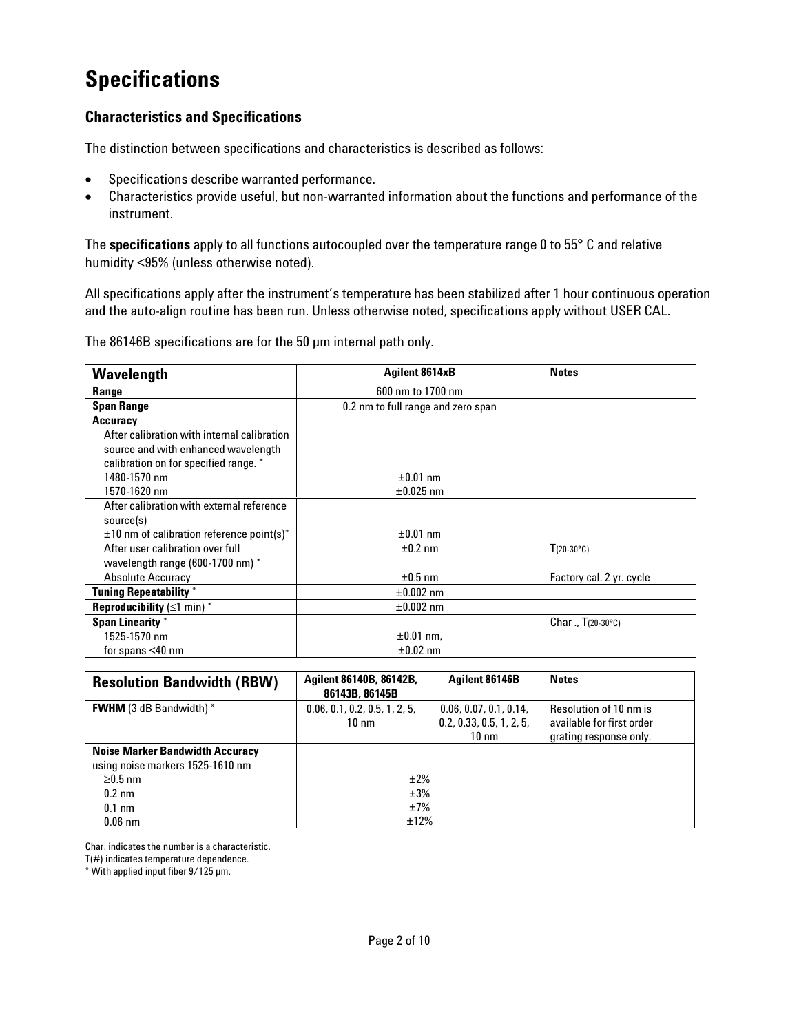# Specifications

## Characteristics and Specifications

The distinction between specifications and characteristics is described as follows:

- Specifications describe warranted performance.
- Characteristics provide useful, but non-warranted information about the functions and performance of the instrument.

The **specifications** apply to all functions autocoupled over the temperature range 0 to 55° C and relative humidity <95% (unless otherwise noted).

All specifications apply after the instrument's temperature has been stabilized after 1 hour continuous operation and the auto-align routine has been run. Unless otherwise noted, specifications apply without USER CAL.

The 86146B specifications are for the 50 µm internal path only.

| **Wavelength** | **Agilent 8614xB** | **Notes** |
|---|---|---|
| **Range** | 600 nm to 1700 nm | |
| **Span Range** | 0.2 nm to full range and zero span | |
| **Accuracy** | | |
| After calibration with internal calibration source and with enhanced wavelength calibration on for specified range. * | | |
| 1480-1570 nm | ±0.01 nm | |
| 1570-1620 nm | ±0.025 nm | |
| After calibration with external reference source(s) | | |
| ±10 nm of calibration reference point(s)* | ±0.01 nm | |
| After user calibration over full wavelength range (600-1700 nm) * | ±0.2 nm | $T_{(20\text{-}30°C)}$ |
| Absolute Accuracy | ±0.5 nm | Factory cal. 2 yr. cycle |
| **Tuning Repeatability** * | ±0.002 nm | |
| **Reproducibility** (≤1 min) * | ±0.002 nm | |
| **Span Linearity** * | | Char ., $T_{(20\text{-}30°C)}$ |
| 1525-1570 nm | ±0.01 nm, | |
| for spans <40 nm | ±0.02 nm | |

| **Resolution Bandwidth (RBW)** | **Agilent 86140B, 86142B, 86143B, 86145B** | **Agilent 86146B** | **Notes** |
|---|---|---|---|
| **FWHM** (3 dB Bandwidth) * | 0.06, 0.1, 0.2, 0.5, 1, 2, 5, 10 nm | 0.06, 0.07, 0.1, 0.14, 0.2, 0.33, 0.5, 1, 2, 5, 10 nm | Resolution of 10 nm is available for first order grating response only. |
| **Noise Marker Bandwidth Accuracy** using noise markers 1525-1610 nm | | | |
| ≥0.5 nm | ±2% | | |
| 0.2 nm | ±3% | | |
| 0.1 nm | ±7% | | |
| 0.06 nm | ±12% | | |

Char. indicates the number is a characteristic.

T(#) indicates temperature dependence.

* With applied input fiber 9/125 µm.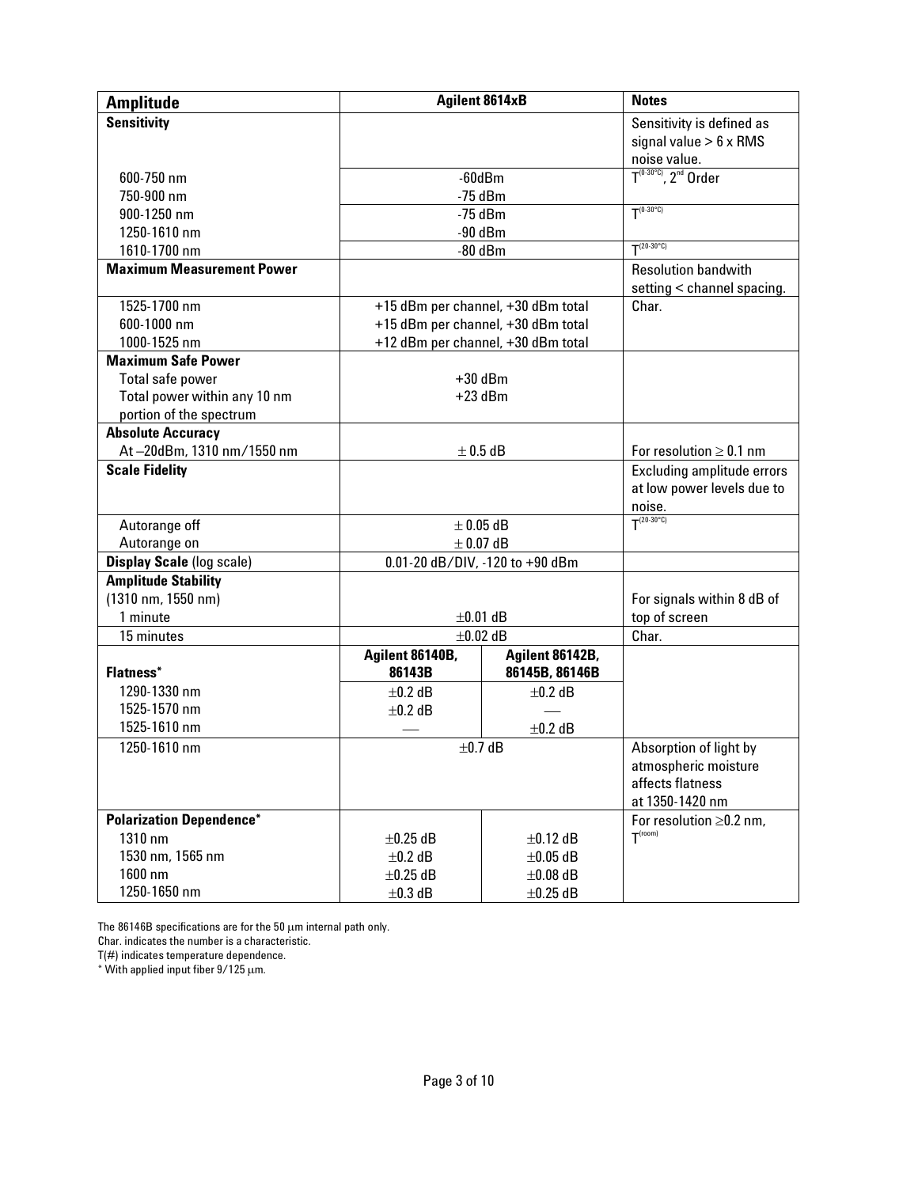| Amplitude | Agilent 8614xB | | Notes |
|---|---|---|---|
| **Sensitivity** | | | Sensitivity is defined as signal value > 6 x RMS noise value. |
| 600-750 nm | -60dBm | | $T^{(0\text{-}30°C)}$, 2nd Order |
| 750-900 nm | -75 dBm | | |
| 900-1250 nm | -75 dBm | | $T^{(0\text{-}30°C)}$ |
| 1250-1610 nm | -90 dBm | | |
| 1610-1700 nm | -80 dBm | | $T^{(20\text{-}30°C)}$ |
| **Maximum Measurement Power** | | | Resolution bandwith setting < channel spacing. |
| 1525-1700 nm | +15 dBm per channel, +30 dBm total | | Char. |
| 600-1000 nm | +15 dBm per channel, +30 dBm total | | |
| 1000-1525 nm | +12 dBm per channel, +30 dBm total | | |
| **Maximum Safe Power** | | | |
| Total safe power | +30 dBm | | |
| Total power within any 10 nm portion of the spectrum | +23 dBm | | |
| **Absolute Accuracy** | | | |
| At –20dBm, 1310 nm/1550 nm | ± 0.5 dB | | For resolution ≥ 0.1 nm |
| **Scale Fidelity** | | | Excluding amplitude errors at low power levels due to noise. |
| Autorange off | ± 0.05 dB | | $T^{(20\text{-}30°C)}$ |
| Autorange on | ± 0.07 dB | | |
| **Display Scale** (log scale) | 0.01-20 dB/DIV, -120 to +90 dBm | | |
| **Amplitude Stability** (1310 nm, 1550 nm) | | | For signals within 8 dB of top of screen |
| 1 minute | ±0.01 dB | | |
| 15 minutes | ±0.02 dB | | Char. |
| **Flatness*** | **Agilent 86140B, 86143B** | **Agilent 86142B, 86145B, 86146B** | |
| 1290-1330 nm | ±0.2 dB | ±0.2 dB | |
| 1525-1570 nm | ±0.2 dB | — | |
| 1525-1610 nm | — | ±0.2 dB | |
| 1250-1610 nm | ±0.7 dB | | Absorption of light by atmospheric moisture affects flatness at 1350-1420 nm |
| **Polarization Dependence*** | | | For resolution ≥0.2 nm, $T^{(room)}$ |
| 1310 nm | ±0.25 dB | ±0.12 dB | |
| 1530 nm, 1565 nm | ±0.2 dB | ±0.05 dB | |
| 1600 nm | ±0.25 dB | ±0.08 dB | |
| 1250-1650 nm | ±0.3 dB | ±0.25 dB | |

The 86146B specifications are for the 50 µm internal path only.
Char. indicates the number is a characteristic.
T(#) indicates temperature dependence.
* With applied input fiber 9/125 µm.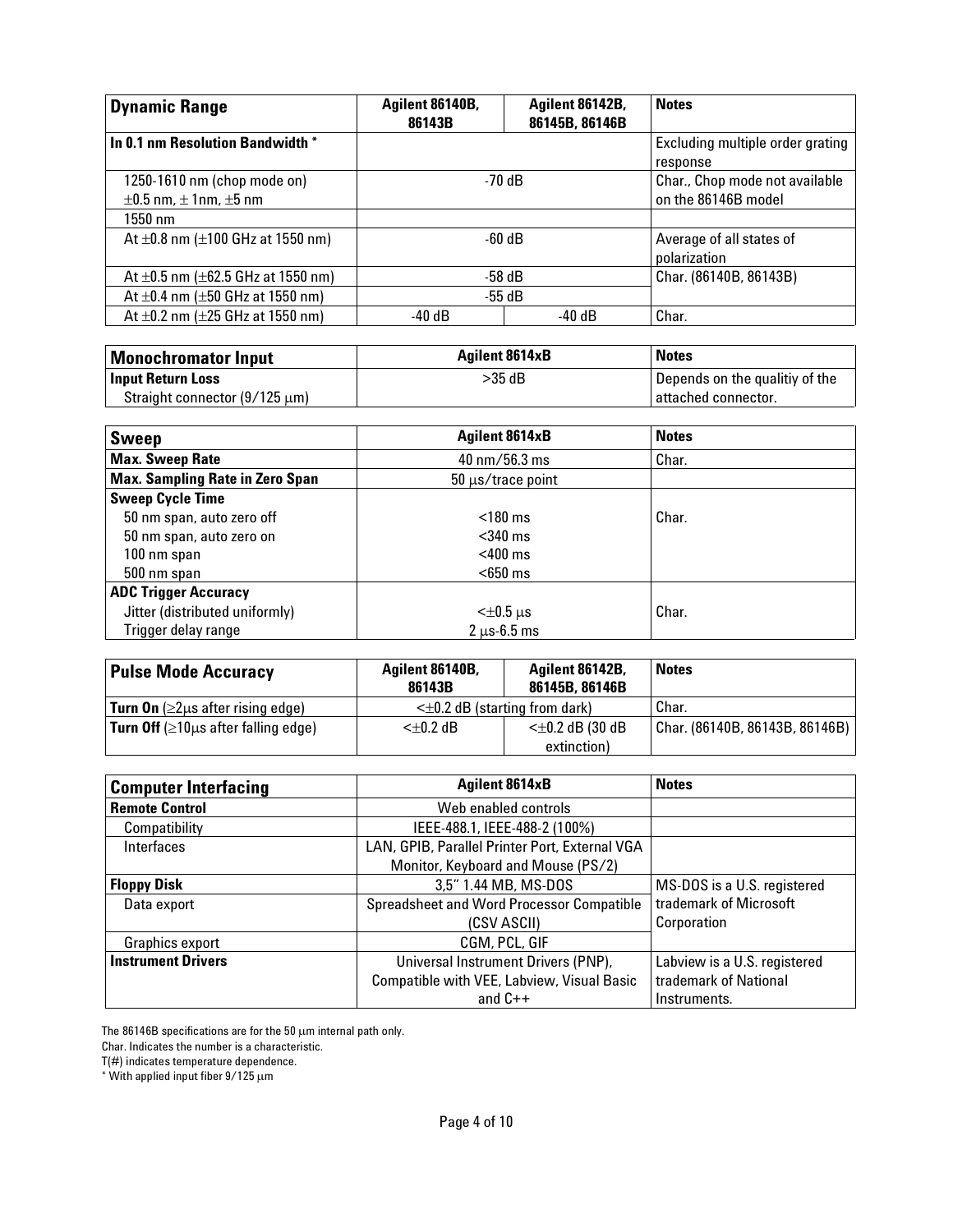| Dynamic Range | Agilent 86140B, 86143B | Agilent 86142B, 86145B, 86146B | Notes |
|---|---|---|---|
| **In 0.1 nm Resolution Bandwidth *** | | | Excluding multiple order grating response |
| 1250-1610 nm (chop mode on) ±0.5 nm, ± 1nm, ±5 nm | -70 dB | | Char., Chop mode not available on the 86146B model |
| 1550 nm | | | |
| At ±0.8 nm (±100 GHz at 1550 nm) | -60 dB | | Average of all states of polarization |
| At ±0.5 nm (±62.5 GHz at 1550 nm) | -58 dB | | Char. (86140B, 86143B) |
| At ±0.4 nm (±50 GHz at 1550 nm) | -55 dB | | |
| At ±0.2 nm (±25 GHz at 1550 nm) | -40 dB | -40 dB | Char. |

| Monochromator Input | Agilent 8614xB | Notes |
|---|---|---|
| **Input Return Loss** Straight connector (9/125 µm) | >35 dB | Depends on the qualitiy of the attached connector. |

| Sweep | Agilent 8614xB | Notes |
|---|---|---|
| **Max. Sweep Rate** | 40 nm/56.3 ms | Char. |
| **Max. Sampling Rate in Zero Span** | 50 µs/trace point | |
| **Sweep Cycle Time** | | |
| 50 nm span, auto zero off | <180 ms | Char. |
| 50 nm span, auto zero on | <340 ms | |
| 100 nm span | <400 ms | |
| 500 nm span | <650 ms | |
| **ADC Trigger Accuracy** | | |
| Jitter (distributed uniformly) | <±0.5 µs | Char. |
| Trigger delay range | 2 µs-6.5 ms | |

| Pulse Mode Accuracy | Agilent 86140B, 86143B | Agilent 86142B, 86145B, 86146B | Notes |
|---|---|---|---|
| **Turn On** (≥2µs after rising edge) | <±0.2 dB (starting from dark) | | Char. |
| **Turn Off** (≥10µs after falling edge) | <±0.2 dB | <±0.2 dB (30 dB extinction) | Char. (86140B, 86143B, 86146B) |

| Computer Interfacing | Agilent 8614xB | Notes |
|---|---|---|
| **Remote Control** | Web enabled controls | |
| Compatibility | IEEE-488.1, IEEE-488-2 (100%) | |
| Interfaces | LAN, GPIB, Parallel Printer Port, External VGA Monitor, Keyboard and Mouse (PS/2) | |
| **Floppy Disk** | 3,5" 1.44 MB, MS-DOS | MS-DOS is a U.S. registered trademark of Microsoft Corporation |
| Data export | Spreadsheet and Word Processor Compatible (CSV ASCII) | |
| Graphics export | CGM, PCL, GIF | |
| **Instrument Drivers** | Universal Instrument Drivers (PNP), Compatible with VEE, Labview, Visual Basic and C++ | Labview is a U.S. registered trademark of National Instruments. |

The 86146B specifications are for the 50 µm internal path only.
Char. Indicates the number is a characteristic.
T(#) indicates temperature dependence.
* With applied input fiber 9/125 µm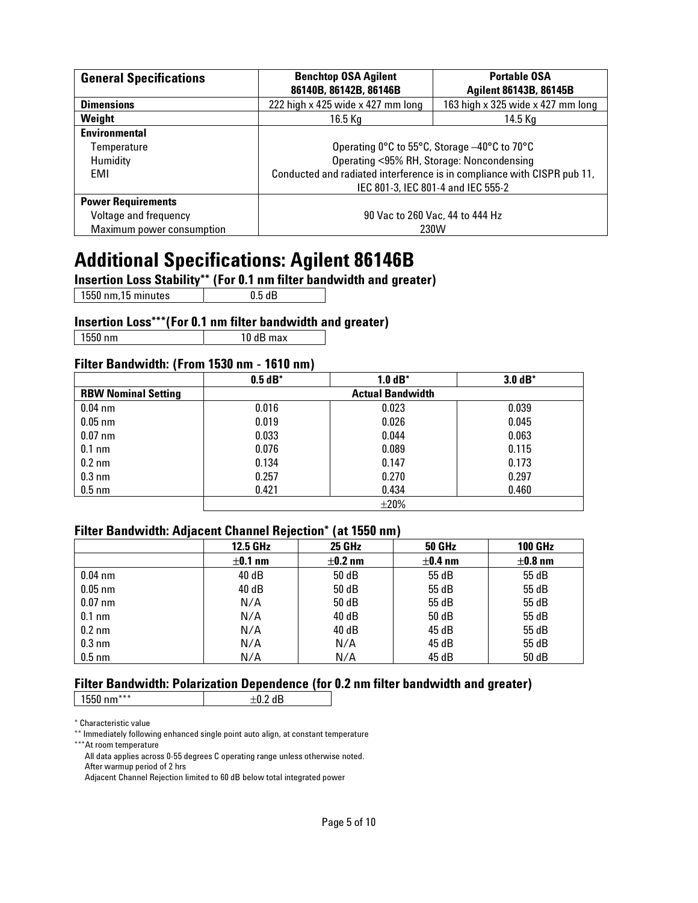| General Specifications | Benchtop OSA Agilent 86140B, 86142B, 86146B | Portable OSA Agilent 86143B, 86145B |
|---|---|---|
| **Dimensions** | 222 high x 425 wide x 427 mm long | 163 high x 325 wide x 427 mm long |
| **Weight** | 16.5 Kg | 14.5 Kg |
| **Environmental** | | |
| Temperature | Operating 0°C to 55°C, Storage –40°C to 70°C | |
| Humidity | Operating <95% RH, Storage: Noncondensing | |
| EMI | Conducted and radiated interference is in compliance with CISPR pub 11, IEC 801-3, IEC 801-4 and IEC 555-2 | |
| **Power Requirements** | | |
| Voltage and frequency | 90 Vac to 260 Vac, 44 to 444 Hz | |
| Maximum power consumption | 230W | |

# Additional Specifications: Agilent 86146B

### Insertion Loss Stability** (For 0.1 nm filter bandwidth and greater)

| 1550 nm,15 minutes | 0.5 dB |
|---|---|

### Insertion Loss***(For 0.1 nm filter bandwidth and greater)

| 1550 nm | 10 dB max |
|---|---|

### Filter Bandwidth: (From 1530 nm - 1610 nm)

| | 0.5 dB* | 1.0 dB* | 3.0 dB* |
|---|---|---|---|
| **RBW Nominal Setting** | **Actual Bandwidth** | | |
| 0.04 nm | 0.016 | 0.023 | 0.039 |
| 0.05 nm | 0.019 | 0.026 | 0.045 |
| 0.07 nm | 0.033 | 0.044 | 0.063 |
| 0.1 nm | 0.076 | 0.089 | 0.115 |
| 0.2 nm | 0.134 | 0.147 | 0.173 |
| 0.3 nm | 0.257 | 0.270 | 0.297 |
| 0.5 nm | 0.421 | 0.434 | 0.460 |
| | ±20% | | |

### Filter Bandwidth: Adjacent Channel Rejection* (at 1550 nm)

| | 12.5 GHz | 25 GHz | 50 GHz | 100 GHz |
|---|---|---|---|---|
| | ±0.1 nm | ±0.2 nm | ±0.4 nm | ±0.8 nm |
| 0.04 nm | 40 dB | 50 dB | 55 dB | 55 dB |
| 0.05 nm | 40 dB | 50 dB | 55 dB | 55 dB |
| 0.07 nm | N/A | 50 dB | 55 dB | 55 dB |
| 0.1 nm | N/A | 40 dB | 50 dB | 55 dB |
| 0.2 nm | N/A | 40 dB | 45 dB | 55 dB |
| 0.3 nm | N/A | N/A | 45 dB | 55 dB |
| 0.5 nm | N/A | N/A | 45 dB | 50 dB |

### Filter Bandwidth: Polarization Dependence (for 0.2 nm filter bandwidth and greater)

| 1550 nm*** | ±0.2 dB |
|---|---|

* Characteristic value

** Immediately following enhanced single point auto align, at constant temperature

***At room temperature

All data applies across 0-55 degrees C operating range unless otherwise noted.
After warmup period of 2 hrs
Adjacent Channel Rejection limited to 60 dB below total integrated power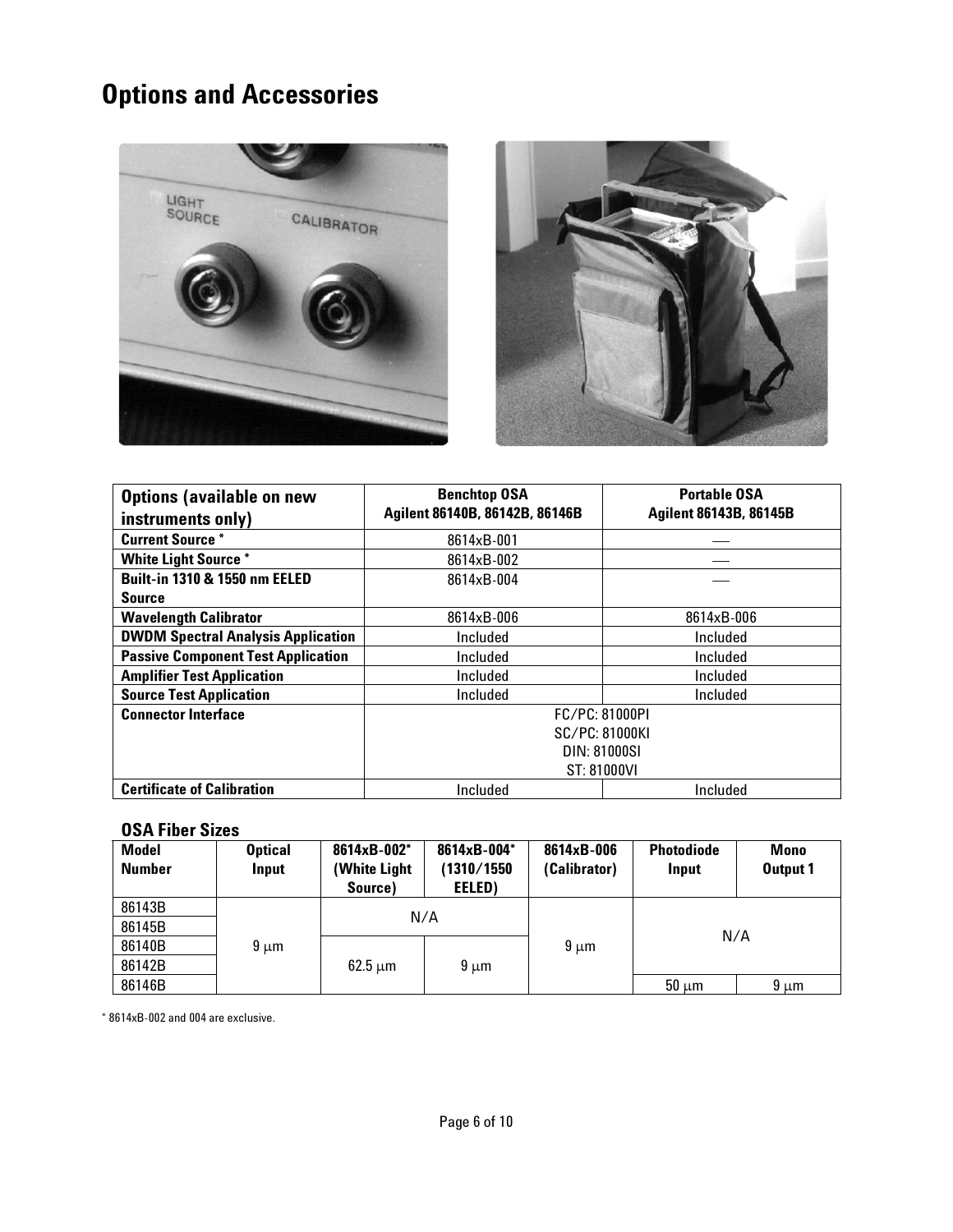# Options and Accessories

| Options (available on new instruments only) | Benchtop OSA Agilent 86140B, 86142B, 86146B | Portable OSA Agilent 86143B, 86145B |
|---|---|---|
| **Current Source *** | 8614xB-001 | — |
| **White Light Source *** | 8614xB-002 | — |
| **Built-in 1310 & 1550 nm EELED Source** | 8614xB-004 | — |
| **Wavelength Calibrator** | 8614xB-006 | 8614xB-006 |
| **DWDM Spectral Analysis Application** | Included | Included |
| **Passive Component Test Application** | Included | Included |
| **Amplifier Test Application** | Included | Included |
| **Source Test Application** | Included | Included |
| **Connector Interface** | FC/PC: 81000PI<br>SC/PC: 81000KI<br>DIN: 81000SI<br>ST: 81000VI | |
| **Certificate of Calibration** | Included | Included |

## OSA Fiber Sizes

| Model Number | Optical Input | 8614xB-002* (White Light Source) | 8614xB-004* (1310/1550 EELED) | 8614xB-006 (Calibrator) | Photodiode Input | Mono Output 1 |
|---|---|---|---|---|---|---|
| 86143B | 9 µm | N/A | N/A | 9 µm | N/A | N/A |
| 86145B | 9 µm | N/A | N/A | 9 µm | N/A | N/A |
| 86140B | 9 µm | 62.5 µm | 9 µm | 9 µm | N/A | N/A |
| 86142B | 9 µm | 62.5 µm | 9 µm | 9 µm | N/A | N/A |
| 86146B | 9 µm | 62.5 µm | 9 µm | 9 µm | 50 µm | 9 µm |

* 8614xB-002 and 004 are exclusive.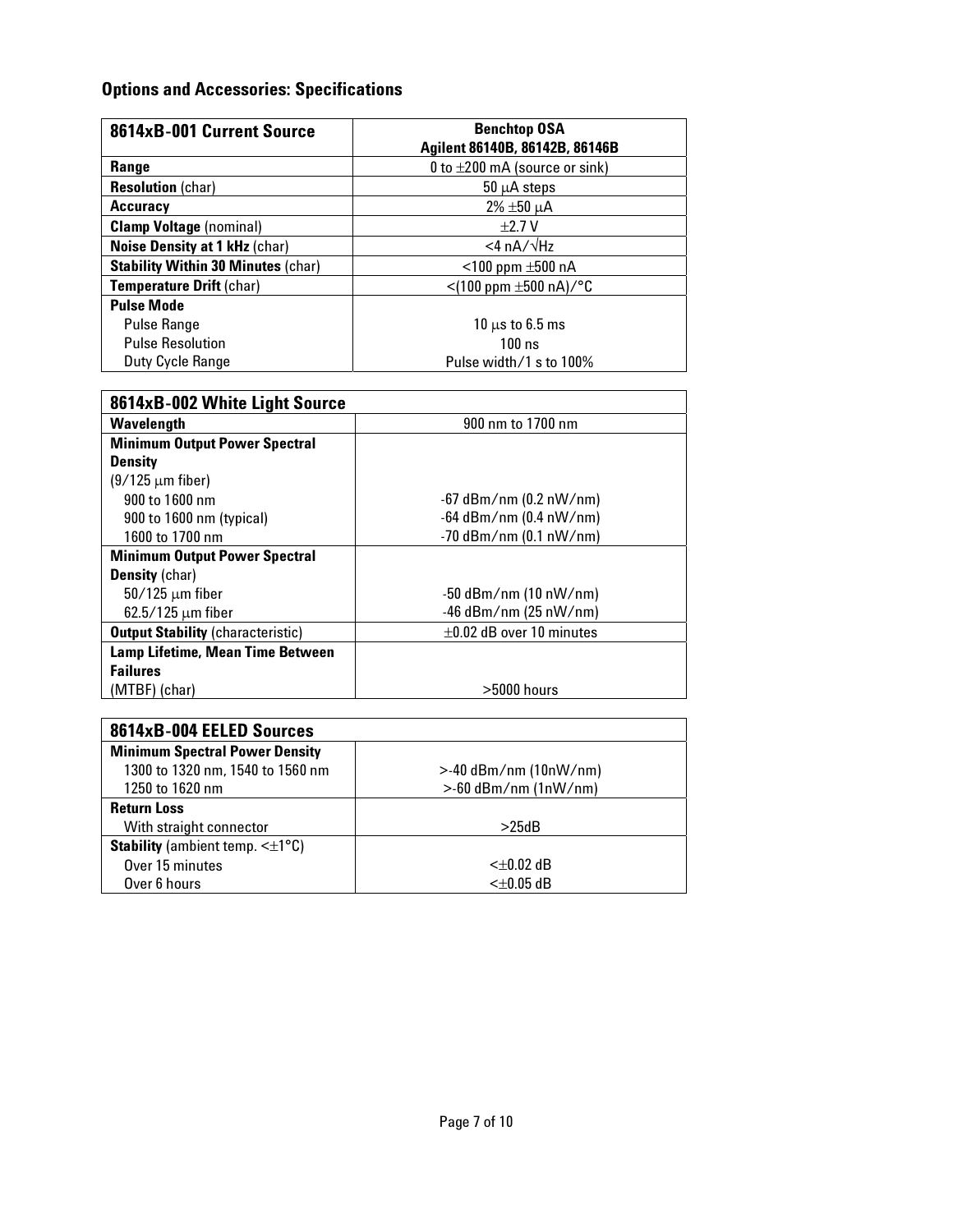## Options and Accessories: Specifications

| **8614xB-001 Current Source** | **Benchtop OSA Agilent 86140B, 86142B, 86146B** |
| --- | --- |
| **Range** | 0 to ±200 mA (source or sink) |
| **Resolution** (char) | 50 μA steps |
| **Accuracy** | 2% ±50 μA |
| **Clamp Voltage** (nominal) | ±2.7 V |
| **Noise Density at 1 kHz** (char) | <4 nA/√Hz |
| **Stability Within 30 Minutes** (char) | <100 ppm ±500 nA |
| **Temperature Drift** (char) | <(100 ppm ±500 nA)/°C |
| **Pulse Mode** | |
| Pulse Range | 10 μs to 6.5 ms |
| Pulse Resolution | 100 ns |
| Duty Cycle Range | Pulse width/1 s to 100% |

| **8614xB-002 White Light Source** | |
| --- | --- |
| **Wavelength** | 900 nm to 1700 nm |
| **Minimum Output Power Spectral Density** (9/125 μm fiber) | |
| 900 to 1600 nm | -67 dBm/nm (0.2 nW/nm) |
| 900 to 1600 nm (typical) | -64 dBm/nm (0.4 nW/nm) |
| 1600 to 1700 nm | -70 dBm/nm (0.1 nW/nm) |
| **Minimum Output Power Spectral Density** (char) | |
| 50/125 μm fiber | -50 dBm/nm (10 nW/nm) |
| 62.5/125 μm fiber | -46 dBm/nm (25 nW/nm) |
| **Output Stability** (characteristic) | ±0.02 dB over 10 minutes |
| **Lamp Lifetime, Mean Time Between Failures** (MTBF) (char) | >5000 hours |

| **8614xB-004 EELED Sources** | |
| --- | --- |
| **Minimum Spectral Power Density** | |
| 1300 to 1320 nm, 1540 to 1560 nm | >-40 dBm/nm (10nW/nm) |
| 1250 to 1620 nm | >-60 dBm/nm (1nW/nm) |
| **Return Loss** | |
| With straight connector | >25dB |
| **Stability** (ambient temp. <±1°C) | |
| Over 15 minutes | <±0.02 dB |
| Over 6 hours | <±0.05 dB |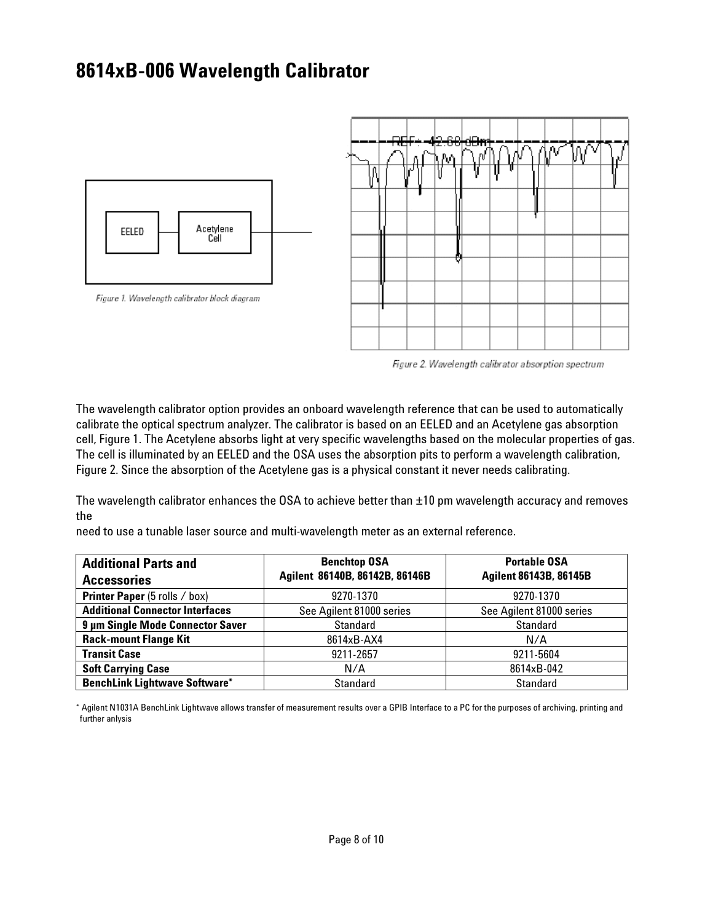# 8614xB-006 Wavelength Calibrator

Figure 1. Wavelength calibrator block diagram

Figure 2. Wavelength calibrator absorption spectrum

The wavelength calibrator option provides an onboard wavelength reference that can be used to automatically calibrate the optical spectrum analyzer. The calibrator is based on an EELED and an Acetylene gas absorption cell, Figure 1. The Acetylene absorbs light at very specific wavelengths based on the molecular properties of gas. The cell is illuminated by an EELED and the OSA uses the absorption pits to perform a wavelength calibration, Figure 2. Since the absorption of the Acetylene gas is a physical constant it never needs calibrating.

The wavelength calibrator enhances the OSA to achieve better than ±10 pm wavelength accuracy and removes the
need to use a tunable laser source and multi-wavelength meter as an external reference.

| **Additional Parts and Accessories** | **Benchtop OSA Agilent 86140B, 86142B, 86146B** | **Portable OSA Agilent 86143B, 86145B** |
|---|---|---|
| **Printer Paper** (5 rolls / box) | 9270-1370 | 9270-1370 |
| **Additional Connector Interfaces** | See Agilent 81000 series | See Agilent 81000 series |
| **9 µm Single Mode Connector Saver** | Standard | Standard |
| **Rack-mount Flange Kit** | 8614xB-AX4 | N/A |
| **Transit Case** | 9211-2657 | 9211-5604 |
| **Soft Carrying Case** | N/A | 8614xB-042 |
| **BenchLink Lightwave Software*** | Standard | Standard |

* Agilent N1031A BenchLink Lightwave allows transfer of measurement results over a GPIB Interface to a PC for the purposes of archiving, printing and further anlysis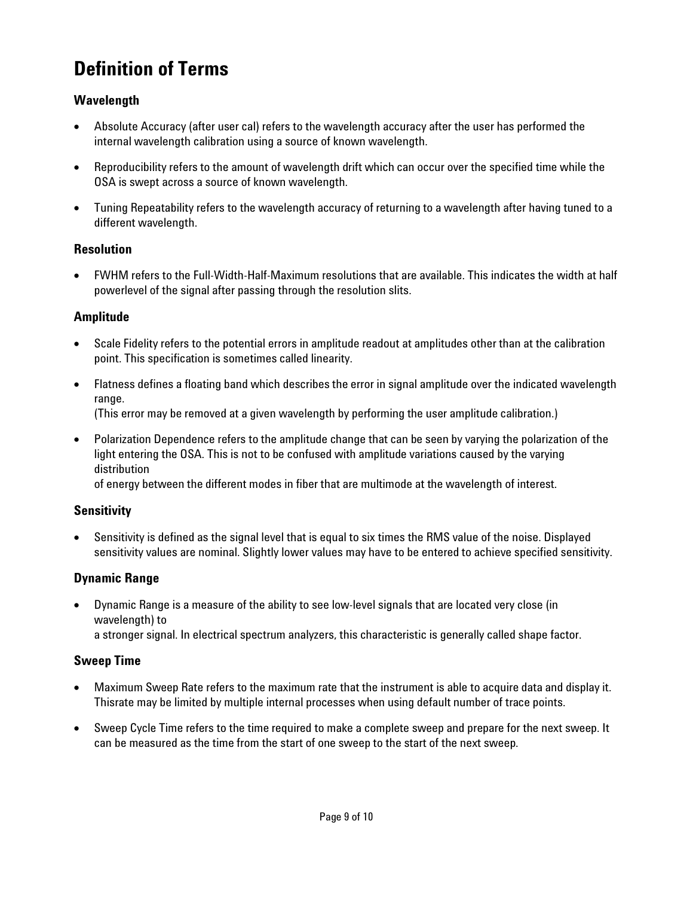# Definition of Terms

### Wavelength

- Absolute Accuracy (after user cal) refers to the wavelength accuracy after the user has performed the internal wavelength calibration using a source of known wavelength.
- Reproducibility refers to the amount of wavelength drift which can occur over the specified time while the OSA is swept across a source of known wavelength.
- Tuning Repeatability refers to the wavelength accuracy of returning to a wavelength after having tuned to a different wavelength.

### Resolution

- FWHM refers to the Full-Width-Half-Maximum resolutions that are available. This indicates the width at half powerlevel of the signal after passing through the resolution slits.

### Amplitude

- Scale Fidelity refers to the potential errors in amplitude readout at amplitudes other than at the calibration point. This specification is sometimes called linearity.
- Flatness defines a floating band which describes the error in signal amplitude over the indicated wavelength range.
  (This error may be removed at a given wavelength by performing the user amplitude calibration.)
- Polarization Dependence refers to the amplitude change that can be seen by varying the polarization of the light entering the OSA. This is not to be confused with amplitude variations caused by the varying distribution
  of energy between the different modes in fiber that are multimode at the wavelength of interest.

### Sensitivity

- Sensitivity is defined as the signal level that is equal to six times the RMS value of the noise. Displayed sensitivity values are nominal. Slightly lower values may have to be entered to achieve specified sensitivity.

### Dynamic Range

- Dynamic Range is a measure of the ability to see low-level signals that are located very close (in wavelength) to
  a stronger signal. In electrical spectrum analyzers, this characteristic is generally called shape factor.

### Sweep Time

- Maximum Sweep Rate refers to the maximum rate that the instrument is able to acquire data and display it. Thisrate may be limited by multiple internal processes when using default number of trace points.
- Sweep Cycle Time refers to the time required to make a complete sweep and prepare for the next sweep. It can be measured as the time from the start of one sweep to the start of the next sweep.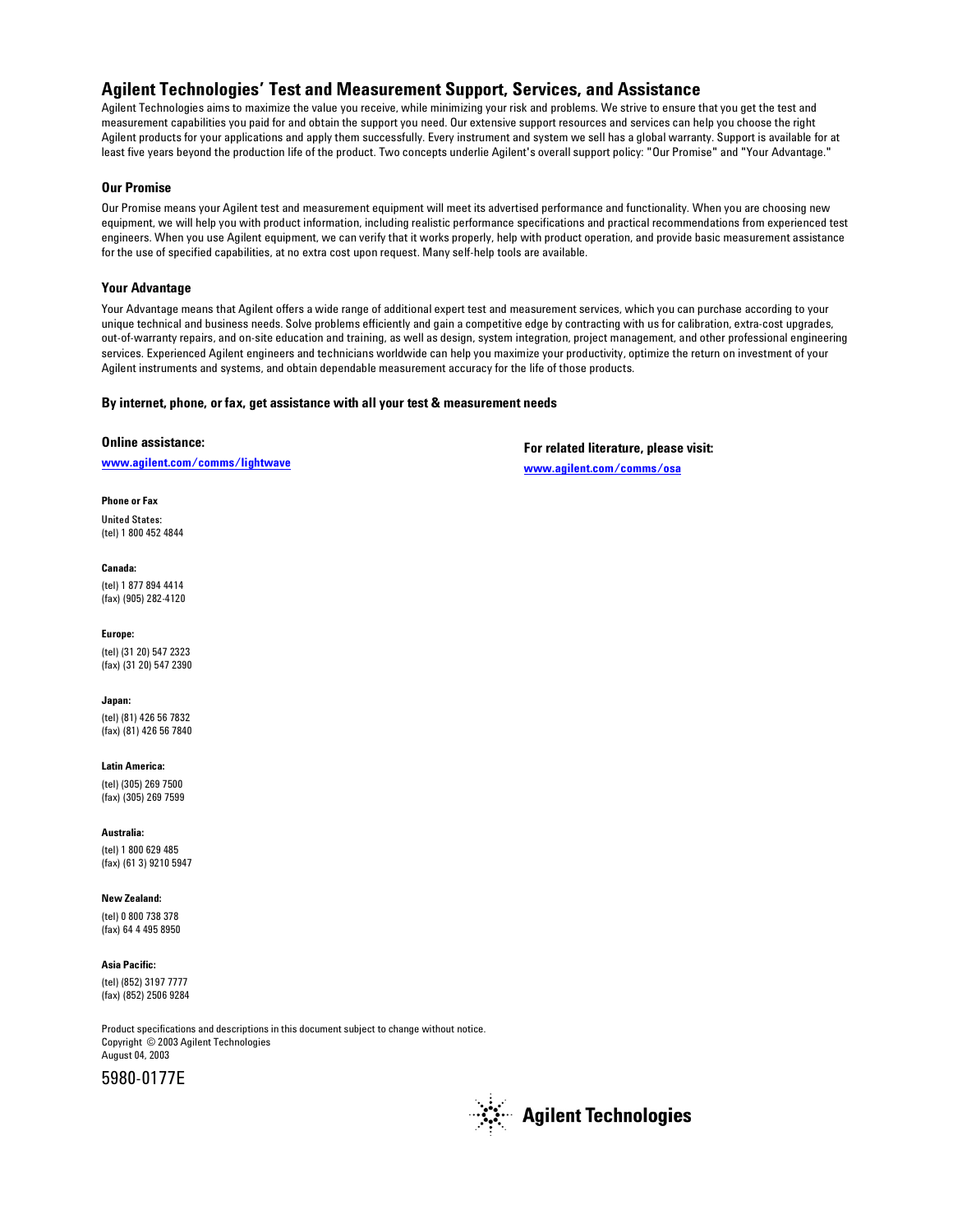## Agilent Technologies' Test and Measurement Support, Services, and Assistance

Agilent Technologies aims to maximize the value you receive, while minimizing your risk and problems. We strive to ensure that you get the test and measurement capabilities you paid for and obtain the support you need. Our extensive support resources and services can help you choose the right Agilent products for your applications and apply them successfully. Every instrument and system we sell has a global warranty. Support is available for at least five years beyond the production life of the product. Two concepts underlie Agilent's overall support policy: "Our Promise" and "Your Advantage."

### Our Promise

Our Promise means your Agilent test and measurement equipment will meet its advertised performance and functionality. When you are choosing new equipment, we will help you with product information, including realistic performance specifications and practical recommendations from experienced test engineers. When you use Agilent equipment, we can verify that it works properly, help with product operation, and provide basic measurement assistance for the use of specified capabilities, at no extra cost upon request. Many self-help tools are available.

### Your Advantage

Your Advantage means that Agilent offers a wide range of additional expert test and measurement services, which you can purchase according to your unique technical and business needs. Solve problems efficiently and gain a competitive edge by contracting with us for calibration, extra-cost upgrades, out-of-warranty repairs, and on-site education and training, as well as design, system integration, project management, and other professional engineering services. Experienced Agilent engineers and technicians worldwide can help you maximize your productivity, optimize the return on investment of your Agilent instruments and systems, and obtain dependable measurement accuracy for the life of those products.

**By internet, phone, or fax, get assistance with all your test & measurement needs**

**Online assistance:**

**www.agilent.com/comms/lightwave**

**For related literature, please visit:**

**www.agilent.com/comms/osa**

**Phone or Fax**

United States:
(tel) 1 800 452 4844

**Canada:**

(tel) 1 877 894 4414
(fax) (905) 282-4120

**Europe:**

(tel) (31 20) 547 2323
(fax) (31 20) 547 2390

**Japan:**

(tel) (81) 426 56 7832
(fax) (81) 426 56 7840

**Latin America:**

(tel) (305) 269 7500
(fax) (305) 269 7599

**Australia:**

(tel) 1 800 629 485
(fax) (61 3) 9210 5947

**New Zealand:**

(tel) 0 800 738 378
(fax) 64 4 495 8950

**Asia Pacific:**

(tel) (852) 3197 7777
(fax) (852) 2506 9284

Product specifications and descriptions in this document subject to change without notice.
Copyright © 2003 Agilent Technologies
August 04, 2003

5980-0177E

Agilent Technologies